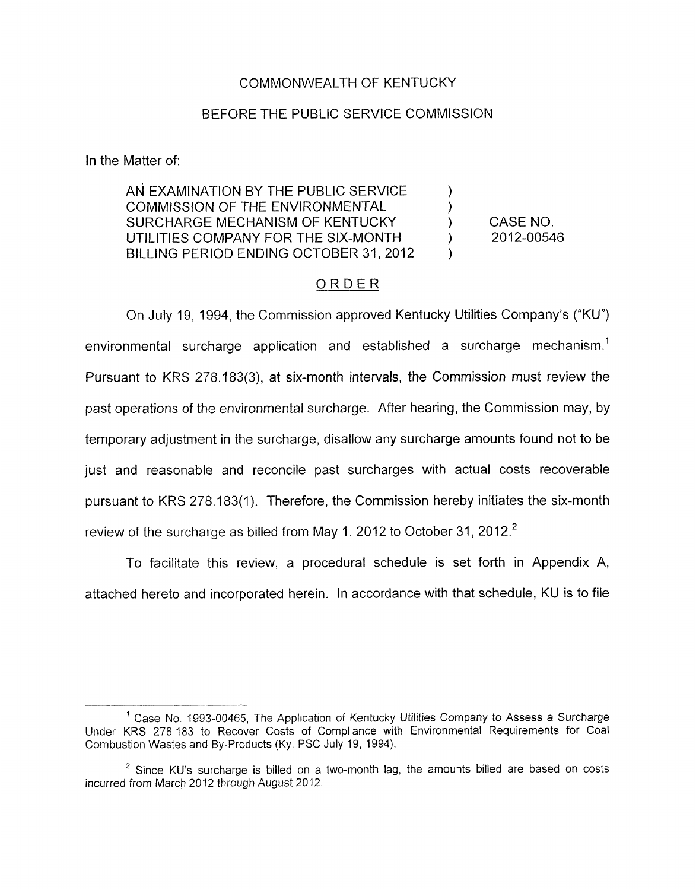COMMONWEALTH OF KENTUCKY

BEFORE THE PUBLIC SERVICE COMMISSION

In the Matter of:

| | | |
|---|---|---|
| AN EXAMINATION BY THE PUBLIC SERVICE COMMISSION OF THE ENVIRONMENTAL SURCHARGE MECHANISM OF KENTUCKY UTILITIES COMPANY FOR THE SIX-MONTH BILLING PERIOD ENDING OCTOBER 31, 2012 | ) ) ) ) ) | CASE NO. 2012-00546 |

## ORDER

On July 19, 1994, the Commission approved Kentucky Utilities Company's ("KU") environmental surcharge application and established a surcharge mechanism.[1] Pursuant to KRS 278.183(3), at six-month intervals, the Commission must review the past operations of the environmental surcharge. After hearing, the Commission may, by temporary adjustment in the surcharge, disallow any surcharge amounts found not to be just and reasonable and reconcile past surcharges with actual costs recoverable pursuant to KRS 278.183(1). Therefore, the Commission hereby initiates the six-month review of the surcharge as billed from May 1, 2012 to October 31, 2012.[2]

To facilitate this review, a procedural schedule is set forth in Appendix A, attached hereto and incorporated herein. In accordance with that schedule, KU is to file

---

[1] Case No. 1993-00465, The Application of Kentucky Utilities Company to Assess a Surcharge Under KRS 278.183 to Recover Costs of Compliance with Environmental Requirements for Coal Combustion Wastes and By-Products (Ky. PSC July 19, 1994).

[2] Since KU's surcharge is billed on a two-month lag, the amounts billed are based on costs incurred from March 2012 through August 2012.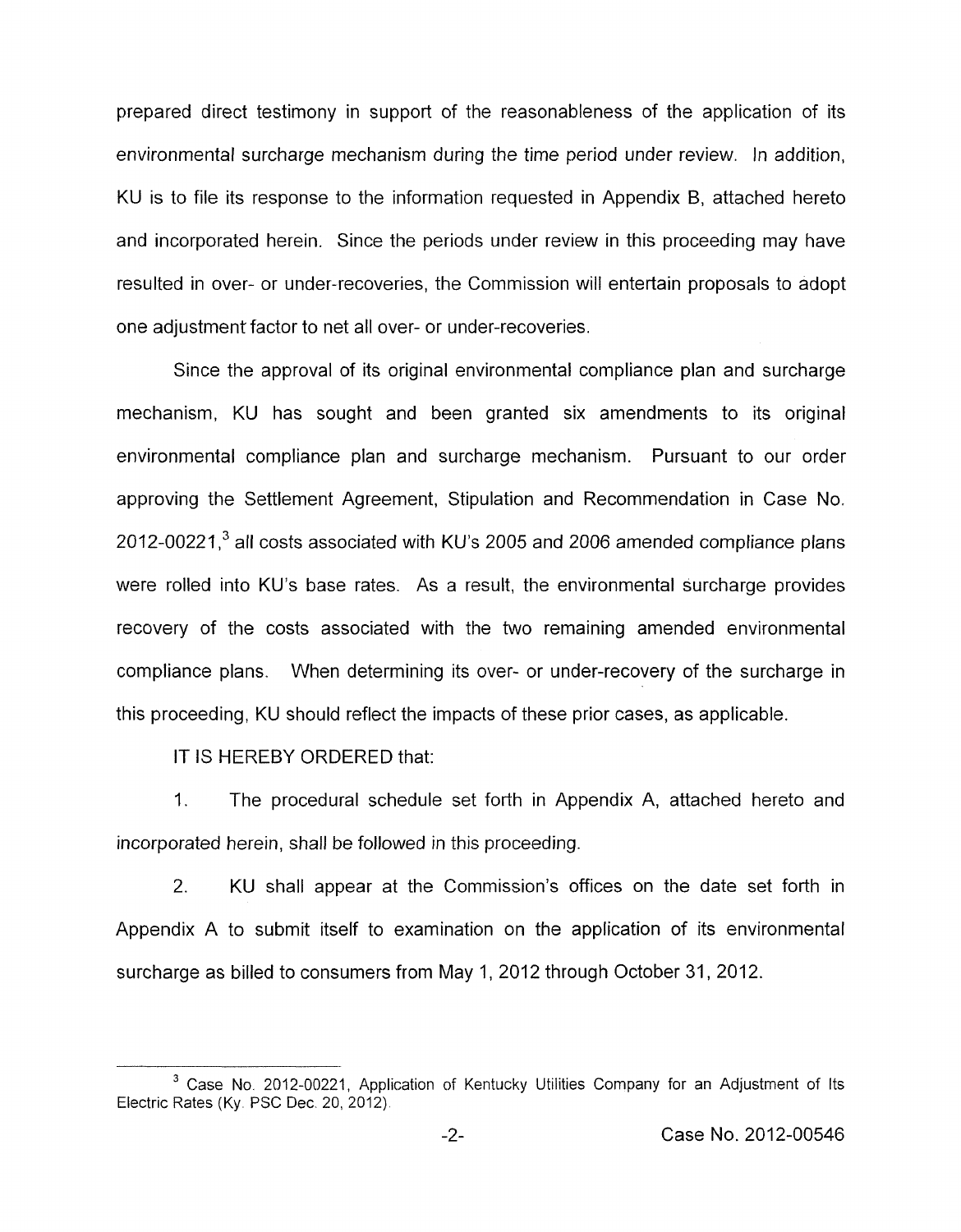prepared direct testimony in support of the reasonableness of the application of its environmental surcharge mechanism during the time period under review. In addition, KU is to file its response to the information requested in Appendix B, attached hereto and incorporated herein. Since the periods under review in this proceeding may have resulted in over- or under-recoveries, the Commission will entertain proposals to adopt one adjustment factor to net all over- or under-recoveries.

Since the approval of its original environmental compliance plan and surcharge mechanism, KU has sought and been granted six amendments to its original environmental compliance plan and surcharge mechanism. Pursuant to our order approving the Settlement Agreement, Stipulation and Recommendation in Case No. 2012-00221,[3] all costs associated with KU's 2005 and 2006 amended compliance plans were rolled into KU's base rates. As a result, the environmental surcharge provides recovery of the costs associated with the two remaining amended environmental compliance plans. When determining its over- or under-recovery of the surcharge in this proceeding, KU should reflect the impacts of these prior cases, as applicable.

IT IS HEREBY ORDERED that:

1. The procedural schedule set forth in Appendix A, attached hereto and incorporated herein, shall be followed in this proceeding.

2. KU shall appear at the Commission's offices on the date set forth in Appendix A to submit itself to examination on the application of its environmental surcharge as billed to consumers from May 1, 2012 through October 31, 2012.

---

[3] Case No. 2012-00221, Application of Kentucky Utilities Company for an Adjustment of Its Electric Rates (Ky. PSC Dec. 20, 2012).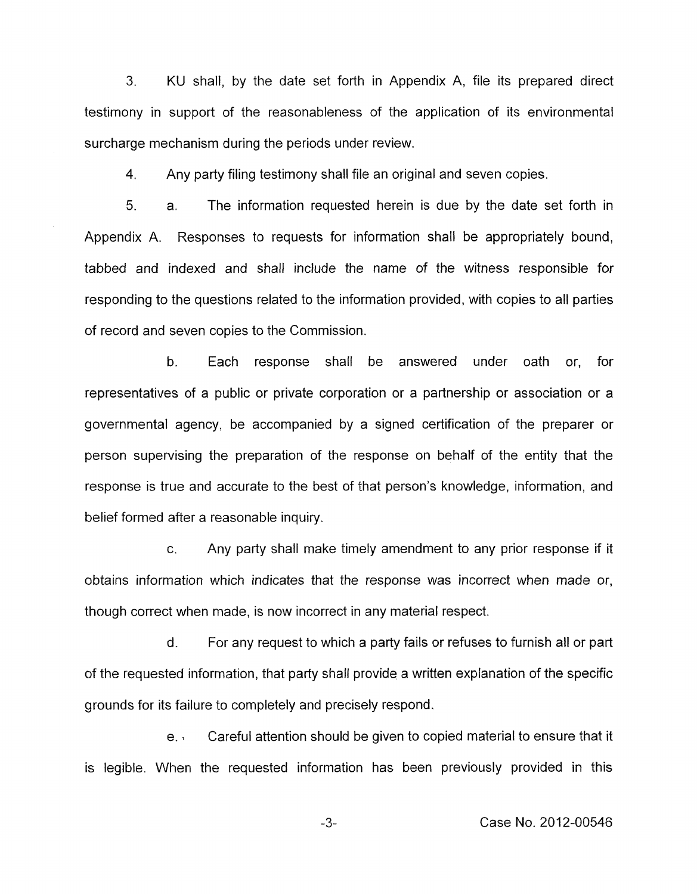3. KU shall, by the date set forth in Appendix A, file its prepared direct testimony in support of the reasonableness of the application of its environmental surcharge mechanism during the periods under review.

4. Any party filing testimony shall file an original and seven copies.

5. a. The information requested herein is due by the date set forth in Appendix A. Responses to requests for information shall be appropriately bound, tabbed and indexed and shall include the name of the witness responsible for responding to the questions related to the information provided, with copies to all parties of record and seven copies to the Commission.

b. Each response shall be answered under oath or, for representatives of a public or private corporation or a partnership or association or a governmental agency, be accompanied by a signed certification of the preparer or person supervising the preparation of the response on behalf of the entity that the response is true and accurate to the best of that person's knowledge, information, and belief formed after a reasonable inquiry.

c. Any party shall make timely amendment to any prior response if it obtains information which indicates that the response was incorrect when made or, though correct when made, is now incorrect in any material respect.

d. For any request to which a party fails or refuses to furnish all or part of the requested information, that party shall provide a written explanation of the specific grounds for its failure to completely and precisely respond.

e. Careful attention should be given to copied material to ensure that it is legible. When the requested information has been previously provided in this

Case No. 2012-00546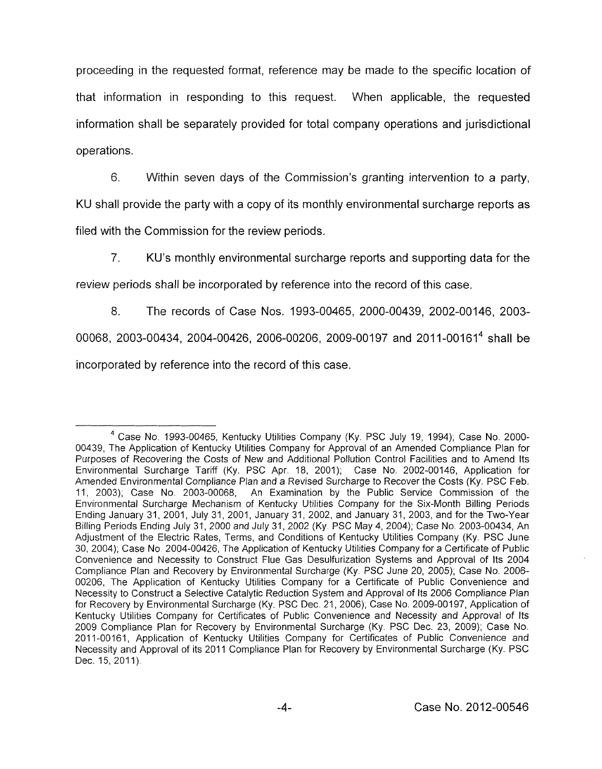proceeding in the requested format, reference may be made to the specific location of that information in responding to this request. When applicable, the requested information shall be separately provided for total company operations and jurisdictional operations.

6. Within seven days of the Commission's granting intervention to a party, KU shall provide the party with a copy of its monthly environmental surcharge reports as filed with the Commission for the review periods.

7. KU's monthly environmental surcharge reports and supporting data for the review periods shall be incorporated by reference into the record of this case.

8. The records of Case Nos. 1993-00465, 2000-00439, 2002-00146, 2003-00068, 2003-00434, 2004-00426, 2006-00206, 2009-00197 and 2011-00161[4] shall be incorporated by reference into the record of this case.

---

[4] Case No. 1993-00465, Kentucky Utilities Company (Ky. PSC July 19, 1994); Case No. 2000-00439, The Application of Kentucky Utilities Company for Approval of an Amended Compliance Plan for Purposes of Recovering the Costs of New and Additional Pollution Control Facilities and to Amend Its Environmental Surcharge Tariff (Ky. PSC Apr. 18, 2001); Case No. 2002-00146, Application for Amended Environmental Compliance Plan and a Revised Surcharge to Recover the Costs (Ky. PSC Feb. 11, 2003); Case No. 2003-00068, An Examination by the Public Service Commission of the Environmental Surcharge Mechanism of Kentucky Utilities Company for the Six-Month Billing Periods Ending January 31, 2001, July 31, 2001, January 31, 2002, and January 31, 2003, and for the Two-Year Billing Periods Ending July 31, 2000 and July 31, 2002 (Ky. PSC May 4, 2004); Case No. 2003-00434, An Adjustment of the Electric Rates, Terms, and Conditions of Kentucky Utilities Company (Ky. PSC June 30, 2004); Case No. 2004-00426, The Application of Kentucky Utilities Company for a Certificate of Public Convenience and Necessity to Construct Flue Gas Desulfurization Systems and Approval of Its 2004 Compliance Plan and Recovery by Environmental Surcharge (Ky. PSC June 20, 2005); Case No. 2006-00206, The Application of Kentucky Utilities Company for a Certificate of Public Convenience and Necessity to Construct a Selective Catalytic Reduction System and Approval of Its 2006 Compliance Plan for Recovery by Environmental Surcharge (Ky. PSC Dec. 21, 2006); Case No. 2009-00197, Application of Kentucky Utilities Company for Certificates of Public Convenience and Necessity and Approval of Its 2009 Compliance Plan for Recovery by Environmental Surcharge (Ky. PSC Dec. 23, 2009); Case No. 2011-00161, Application of Kentucky Utilities Company for Certificates of Public Convenience and Necessity and Approval of its 2011 Compliance Plan for Recovery by Environmental Surcharge (Ky. PSC Dec. 15, 2011).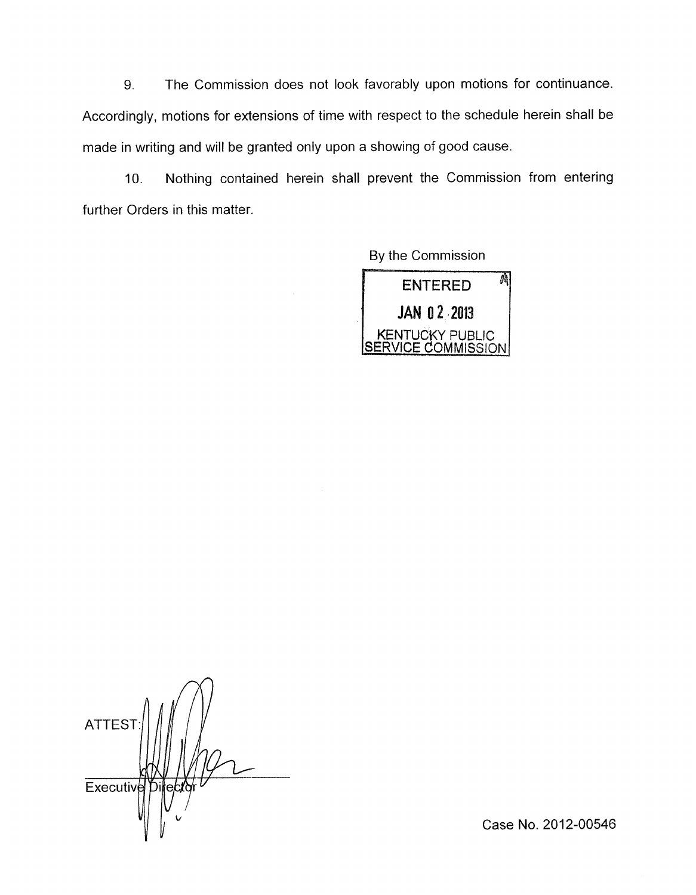9. The Commission does not look favorably upon motions for continuance. Accordingly, motions for extensions of time with respect to the schedule herein shall be made in writing and will be granted only upon a showing of good cause.

10. Nothing contained herein shall prevent the Commission from entering further Orders in this matter.

By the Commission

ENTERED
JAN 02 2013
KENTUCKY PUBLIC SERVICE COMMISSION

ATTEST:

Executive Director

Case No. 2012-00546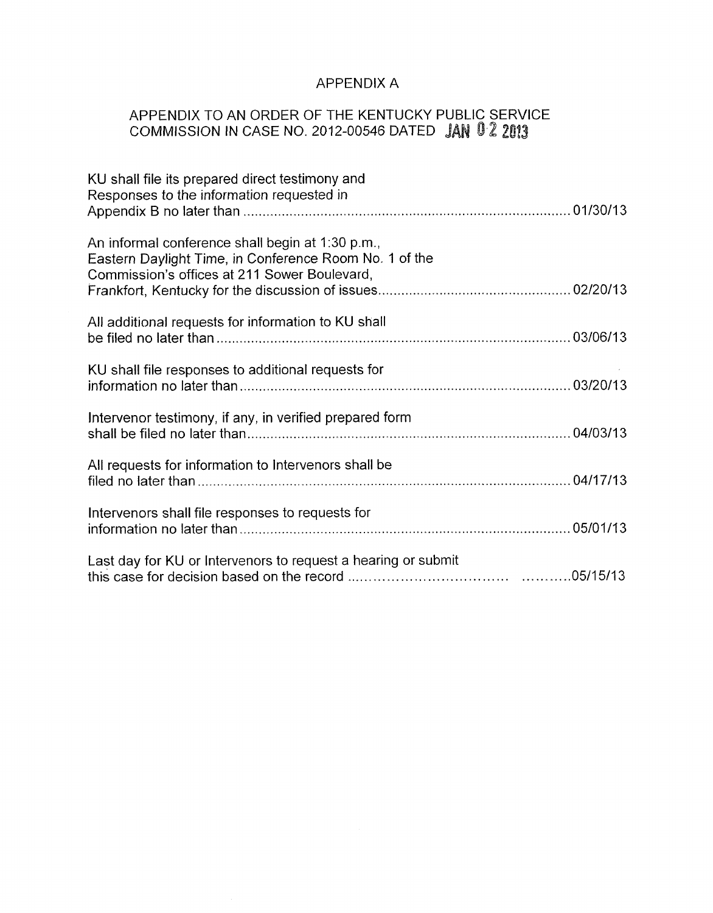# APPENDIX A

## APPENDIX TO AN ORDER OF THE KENTUCKY PUBLIC SERVICE COMMISSION IN CASE NO. 2012-00546 DATED JAN 02 2013

| | |
|---|---|
| KU shall file its prepared direct testimony and Responses to the information requested in Appendix B no later than | 01/30/13 |
| An informal conference shall begin at 1:30 p.m., Eastern Daylight Time, in Conference Room No. 1 of the Commission's offices at 211 Sower Boulevard, Frankfort, Kentucky for the discussion of issues | 02/20/13 |
| All additional requests for information to KU shall be filed no later than | 03/06/13 |
| KU shall file responses to additional requests for information no later than | 03/20/13 |
| Intervenor testimony, if any, in verified prepared form shall be filed no later than | 04/03/13 |
| All requests for information to Intervenors shall be filed no later than | 04/17/13 |
| Intervenors shall file responses to requests for information no later than | 05/01/13 |
| Last day for KU or Intervenors to request a hearing or submit this case for decision based on the record | 05/15/13 |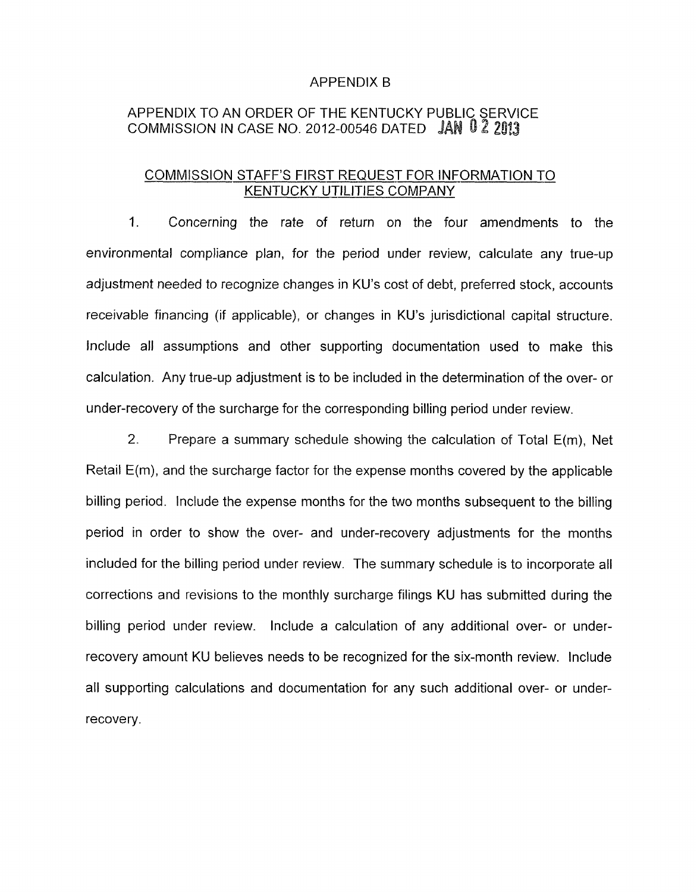APPENDIX B

APPENDIX TO AN ORDER OF THE KENTUCKY PUBLIC SERVICE COMMISSION IN CASE NO. 2012-00546 DATED JAN 02 2013

COMMISSION STAFF'S FIRST REQUEST FOR INFORMATION TO KENTUCKY UTILITIES COMPANY

1. Concerning the rate of return on the four amendments to the environmental compliance plan, for the period under review, calculate any true-up adjustment needed to recognize changes in KU's cost of debt, preferred stock, accounts receivable financing (if applicable), or changes in KU's jurisdictional capital structure. Include all assumptions and other supporting documentation used to make this calculation. Any true-up adjustment is to be included in the determination of the over- or under-recovery of the surcharge for the corresponding billing period under review.

2. Prepare a summary schedule showing the calculation of Total E(m), Net Retail E(m), and the surcharge factor for the expense months covered by the applicable billing period. Include the expense months for the two months subsequent to the billing period in order to show the over- and under-recovery adjustments for the months included for the billing period under review. The summary schedule is to incorporate all corrections and revisions to the monthly surcharge filings KU has submitted during the billing period under review. Include a calculation of any additional over- or under-recovery amount KU believes needs to be recognized for the six-month review. Include all supporting calculations and documentation for any such additional over- or under-recovery.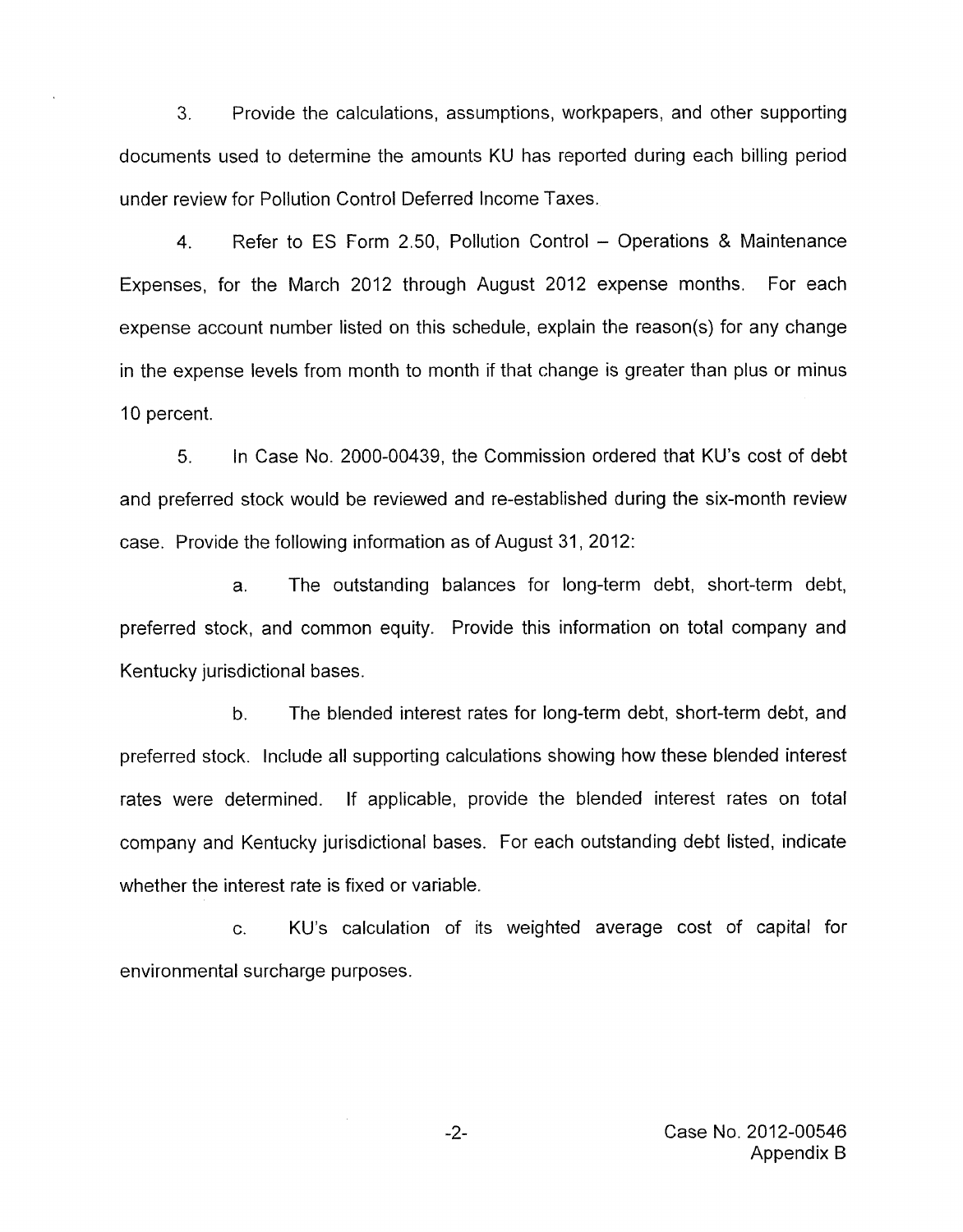3. Provide the calculations, assumptions, workpapers, and other supporting documents used to determine the amounts KU has reported during each billing period under review for Pollution Control Deferred Income Taxes.

4. Refer to ES Form 2.50, Pollution Control – Operations & Maintenance Expenses, for the March 2012 through August 2012 expense months. For each expense account number listed on this schedule, explain the reason(s) for any change in the expense levels from month to month if that change is greater than plus or minus 10 percent.

5. In Case No. 2000-00439, the Commission ordered that KU's cost of debt and preferred stock would be reviewed and re-established during the six-month review case. Provide the following information as of August 31, 2012:

   a. The outstanding balances for long-term debt, short-term debt, preferred stock, and common equity. Provide this information on total company and Kentucky jurisdictional bases.

   b. The blended interest rates for long-term debt, short-term debt, and preferred stock. Include all supporting calculations showing how these blended interest rates were determined. If applicable, provide the blended interest rates on total company and Kentucky jurisdictional bases. For each outstanding debt listed, indicate whether the interest rate is fixed or variable.

   c. KU's calculation of its weighted average cost of capital for environmental surcharge purposes.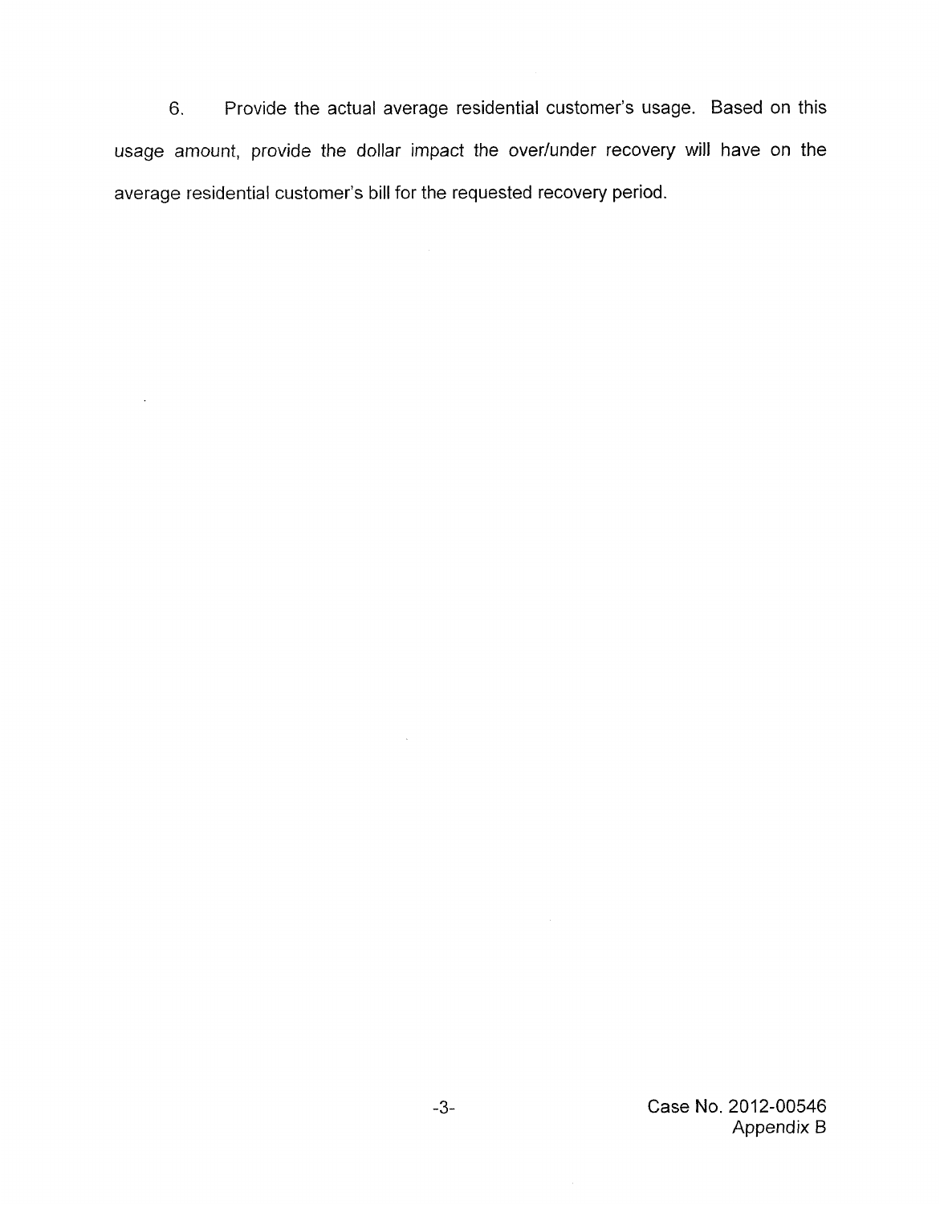6. Provide the actual average residential customer's usage. Based on this usage amount, provide the dollar impact the over/under recovery will have on the average residential customer's bill for the requested recovery period.

Case No. 2012-00546
Appendix B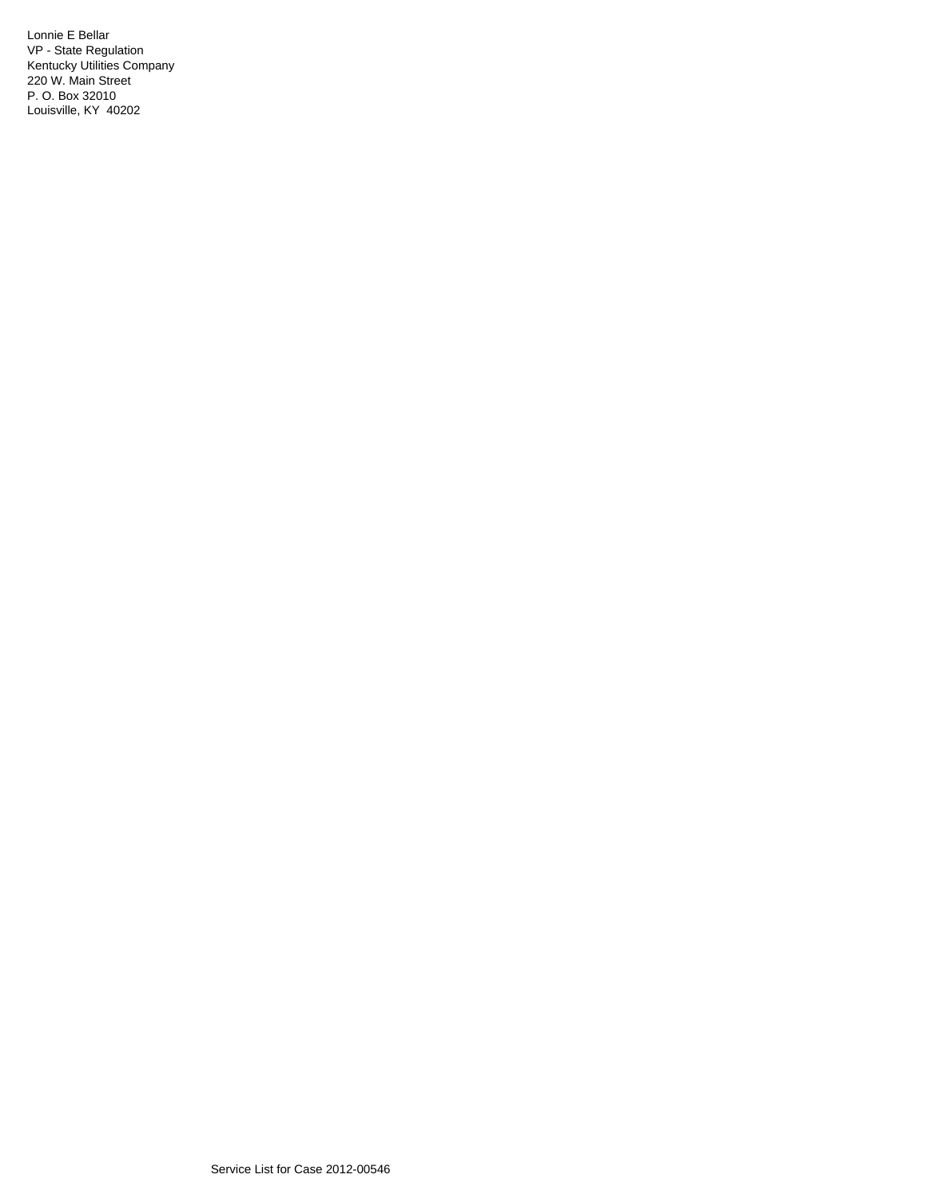Lonnie E Bellar
VP - State Regulation
Kentucky Utilities Company
220 W. Main Street
P. O. Box 32010
Louisville, KY  40202

Service List for Case 2012-00546